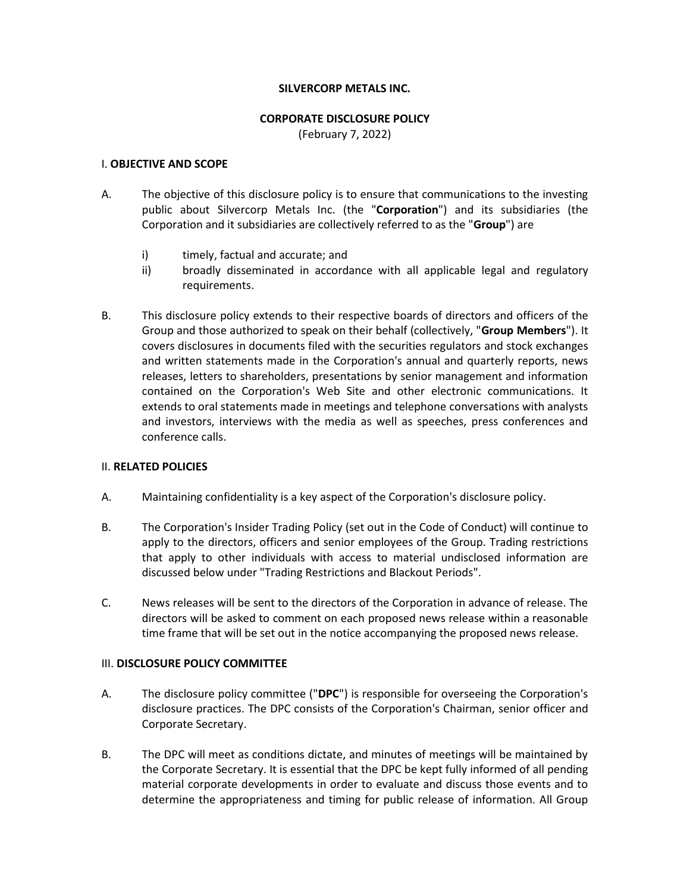**SILVERCORP METALS INC.**

**CORPORATE DISCLOSURE POLICY**
(February 7, 2022)

## I. **OBJECTIVE AND SCOPE**

A. The objective of this disclosure policy is to ensure that communications to the investing public about Silvercorp Metals Inc. (the "**Corporation**") and its subsidiaries (the Corporation and it subsidiaries are collectively referred to as the "**Group**") are

   i) timely, factual and accurate; and
   ii) broadly disseminated in accordance with all applicable legal and regulatory requirements.

B. This disclosure policy extends to their respective boards of directors and officers of the Group and those authorized to speak on their behalf (collectively, "**Group Members**"). It covers disclosures in documents filed with the securities regulators and stock exchanges and written statements made in the Corporation's annual and quarterly reports, news releases, letters to shareholders, presentations by senior management and information contained on the Corporation's Web Site and other electronic communications. It extends to oral statements made in meetings and telephone conversations with analysts and investors, interviews with the media as well as speeches, press conferences and conference calls.

## II. **RELATED POLICIES**

A. Maintaining confidentiality is a key aspect of the Corporation's disclosure policy.

B. The Corporation's Insider Trading Policy (set out in the Code of Conduct) will continue to apply to the directors, officers and senior employees of the Group. Trading restrictions that apply to other individuals with access to material undisclosed information are discussed below under "Trading Restrictions and Blackout Periods".

C. News releases will be sent to the directors of the Corporation in advance of release. The directors will be asked to comment on each proposed news release within a reasonable time frame that will be set out in the notice accompanying the proposed news release.

## III. **DISCLOSURE POLICY COMMITTEE**

A. The disclosure policy committee ("**DPC**") is responsible for overseeing the Corporation's disclosure practices. The DPC consists of the Corporation's Chairman, senior officer and Corporate Secretary.

B. The DPC will meet as conditions dictate, and minutes of meetings will be maintained by the Corporate Secretary. It is essential that the DPC be kept fully informed of all pending material corporate developments in order to evaluate and discuss those events and to determine the appropriateness and timing for public release of information. All Group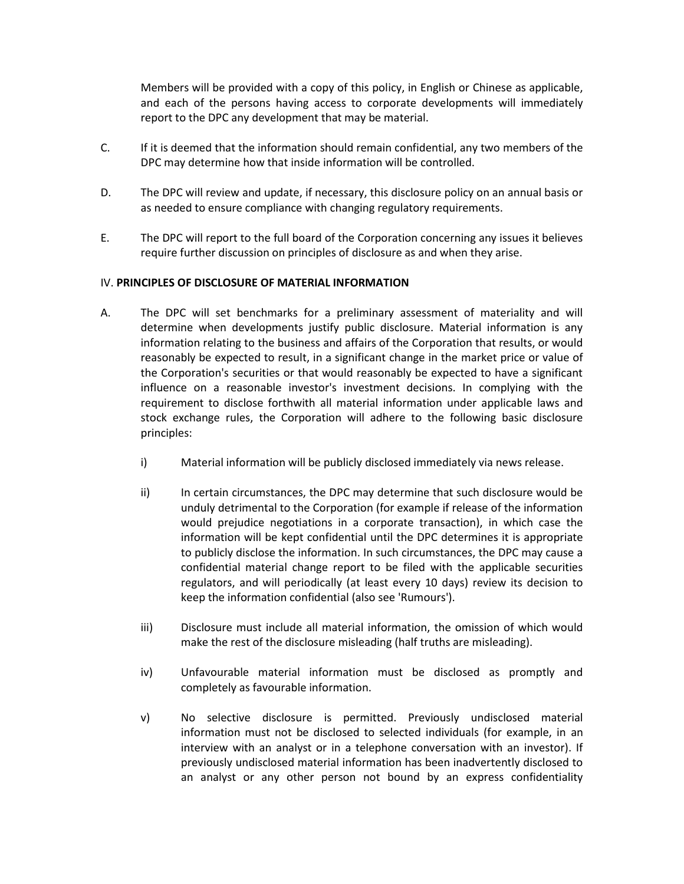Members will be provided with a copy of this policy, in English or Chinese as applicable, and each of the persons having access to corporate developments will immediately report to the DPC any development that may be material.

C. If it is deemed that the information should remain confidential, any two members of the DPC may determine how that inside information will be controlled.

D. The DPC will review and update, if necessary, this disclosure policy on an annual basis or as needed to ensure compliance with changing regulatory requirements.

E. The DPC will report to the full board of the Corporation concerning any issues it believes require further discussion on principles of disclosure as and when they arise.

## IV. **PRINCIPLES OF DISCLOSURE OF MATERIAL INFORMATION**

A. The DPC will set benchmarks for a preliminary assessment of materiality and will determine when developments justify public disclosure. Material information is any information relating to the business and affairs of the Corporation that results, or would reasonably be expected to result, in a significant change in the market price or value of the Corporation's securities or that would reasonably be expected to have a significant influence on a reasonable investor's investment decisions. In complying with the requirement to disclose forthwith all material information under applicable laws and stock exchange rules, the Corporation will adhere to the following basic disclosure principles:

i) Material information will be publicly disclosed immediately via news release.

ii) In certain circumstances, the DPC may determine that such disclosure would be unduly detrimental to the Corporation (for example if release of the information would prejudice negotiations in a corporate transaction), in which case the information will be kept confidential until the DPC determines it is appropriate to publicly disclose the information. In such circumstances, the DPC may cause a confidential material change report to be filed with the applicable securities regulators, and will periodically (at least every 10 days) review its decision to keep the information confidential (also see 'Rumours').

iii) Disclosure must include all material information, the omission of which would make the rest of the disclosure misleading (half truths are misleading).

iv) Unfavourable material information must be disclosed as promptly and completely as favourable information.

v) No selective disclosure is permitted. Previously undisclosed material information must not be disclosed to selected individuals (for example, in an interview with an analyst or in a telephone conversation with an investor). If previously undisclosed material information has been inadvertently disclosed to an analyst or any other person not bound by an express confidentiality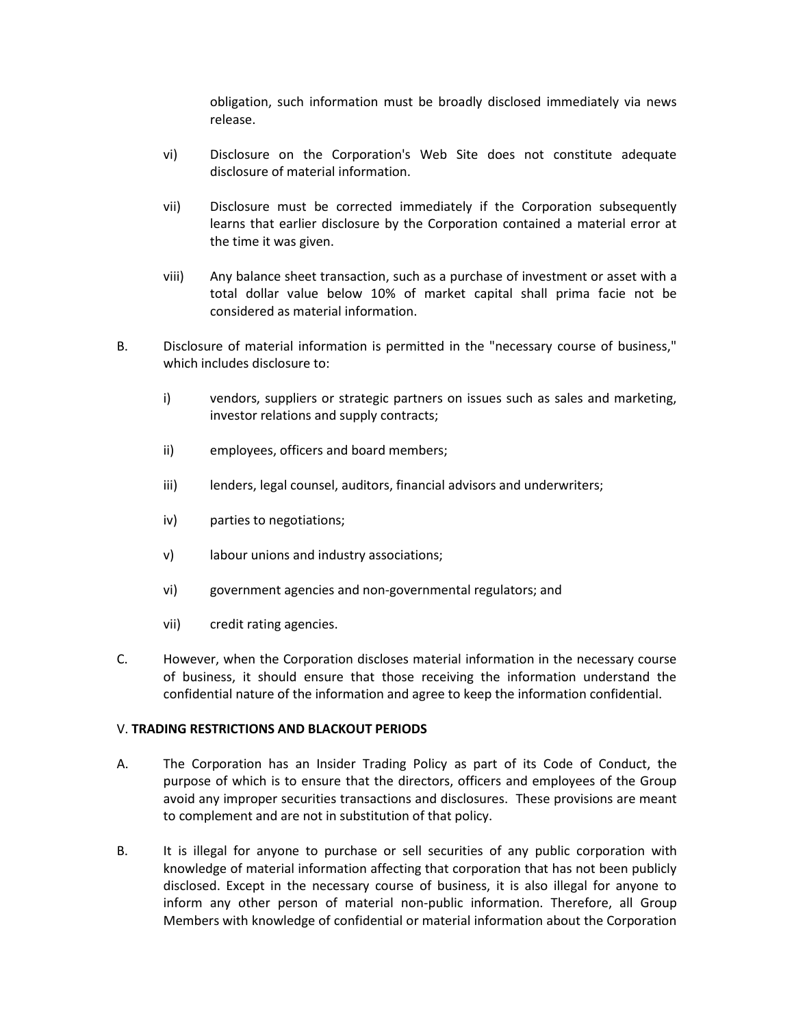obligation, such information must be broadly disclosed immediately via news release.

vi) Disclosure on the Corporation's Web Site does not constitute adequate disclosure of material information.

vii) Disclosure must be corrected immediately if the Corporation subsequently learns that earlier disclosure by the Corporation contained a material error at the time it was given.

viii) Any balance sheet transaction, such as a purchase of investment or asset with a total dollar value below 10% of market capital shall prima facie not be considered as material information.

B. Disclosure of material information is permitted in the "necessary course of business," which includes disclosure to:

i) vendors, suppliers or strategic partners on issues such as sales and marketing, investor relations and supply contracts;

ii) employees, officers and board members;

iii) lenders, legal counsel, auditors, financial advisors and underwriters;

iv) parties to negotiations;

v) labour unions and industry associations;

vi) government agencies and non-governmental regulators; and

vii) credit rating agencies.

C. However, when the Corporation discloses material information in the necessary course of business, it should ensure that those receiving the information understand the confidential nature of the information and agree to keep the information confidential.

## V. **TRADING RESTRICTIONS AND BLACKOUT PERIODS**

A. The Corporation has an Insider Trading Policy as part of its Code of Conduct, the purpose of which is to ensure that the directors, officers and employees of the Group avoid any improper securities transactions and disclosures. These provisions are meant to complement and are not in substitution of that policy.

B. It is illegal for anyone to purchase or sell securities of any public corporation with knowledge of material information affecting that corporation that has not been publicly disclosed. Except in the necessary course of business, it is also illegal for anyone to inform any other person of material non-public information. Therefore, all Group Members with knowledge of confidential or material information about the Corporation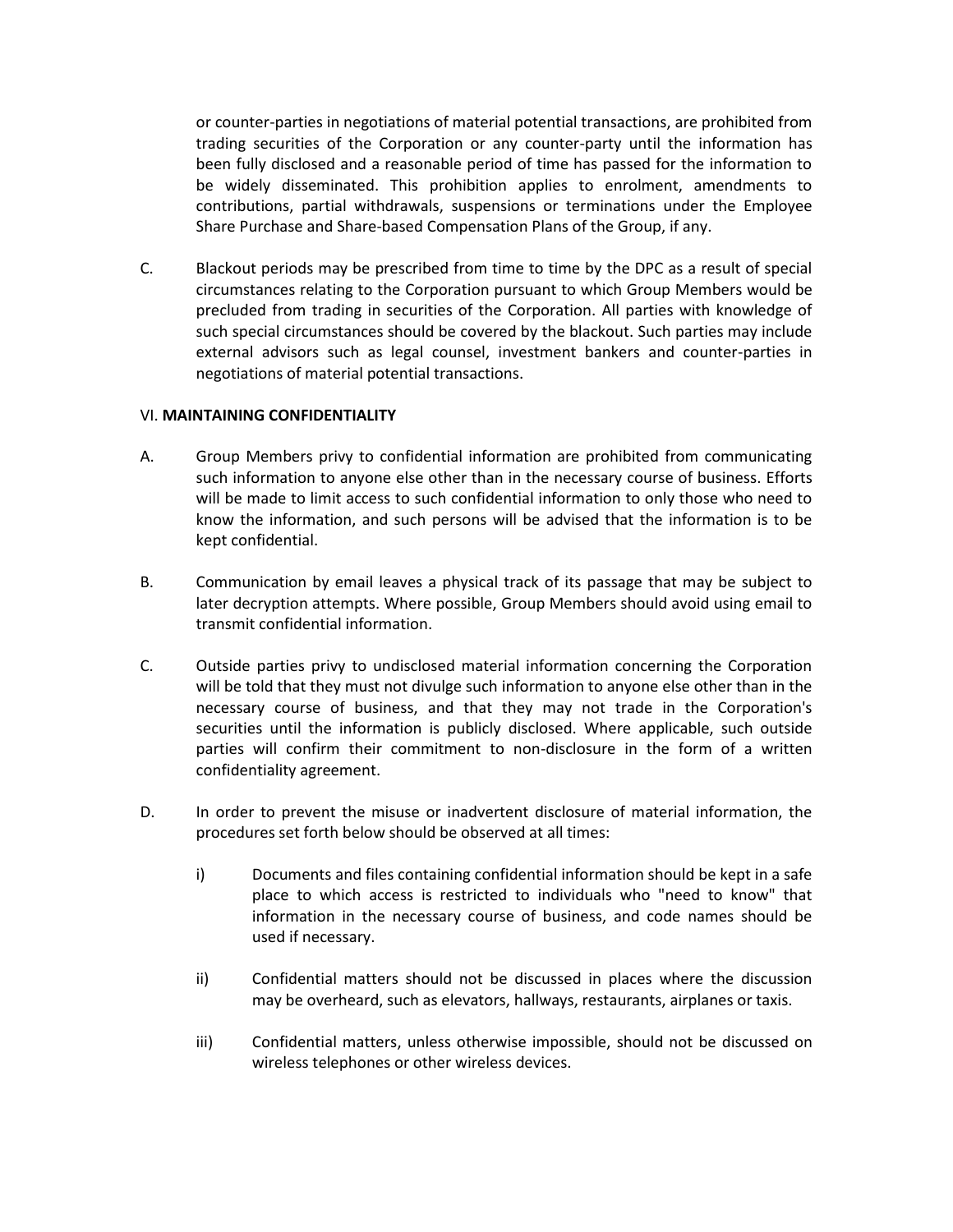or counter-parties in negotiations of material potential transactions, are prohibited from trading securities of the Corporation or any counter-party until the information has been fully disclosed and a reasonable period of time has passed for the information to be widely disseminated. This prohibition applies to enrolment, amendments to contributions, partial withdrawals, suspensions or terminations under the Employee Share Purchase and Share-based Compensation Plans of the Group, if any.

C. Blackout periods may be prescribed from time to time by the DPC as a result of special circumstances relating to the Corporation pursuant to which Group Members would be precluded from trading in securities of the Corporation. All parties with knowledge of such special circumstances should be covered by the blackout. Such parties may include external advisors such as legal counsel, investment bankers and counter-parties in negotiations of material potential transactions.

## VI. **MAINTAINING CONFIDENTIALITY**

A. Group Members privy to confidential information are prohibited from communicating such information to anyone else other than in the necessary course of business. Efforts will be made to limit access to such confidential information to only those who need to know the information, and such persons will be advised that the information is to be kept confidential.

B. Communication by email leaves a physical track of its passage that may be subject to later decryption attempts. Where possible, Group Members should avoid using email to transmit confidential information.

C. Outside parties privy to undisclosed material information concerning the Corporation will be told that they must not divulge such information to anyone else other than in the necessary course of business, and that they may not trade in the Corporation's securities until the information is publicly disclosed. Where applicable, such outside parties will confirm their commitment to non-disclosure in the form of a written confidentiality agreement.

D. In order to prevent the misuse or inadvertent disclosure of material information, the procedures set forth below should be observed at all times:

   i) Documents and files containing confidential information should be kept in a safe place to which access is restricted to individuals who "need to know" that information in the necessary course of business, and code names should be used if necessary.

   ii) Confidential matters should not be discussed in places where the discussion may be overheard, such as elevators, hallways, restaurants, airplanes or taxis.

   iii) Confidential matters, unless otherwise impossible, should not be discussed on wireless telephones or other wireless devices.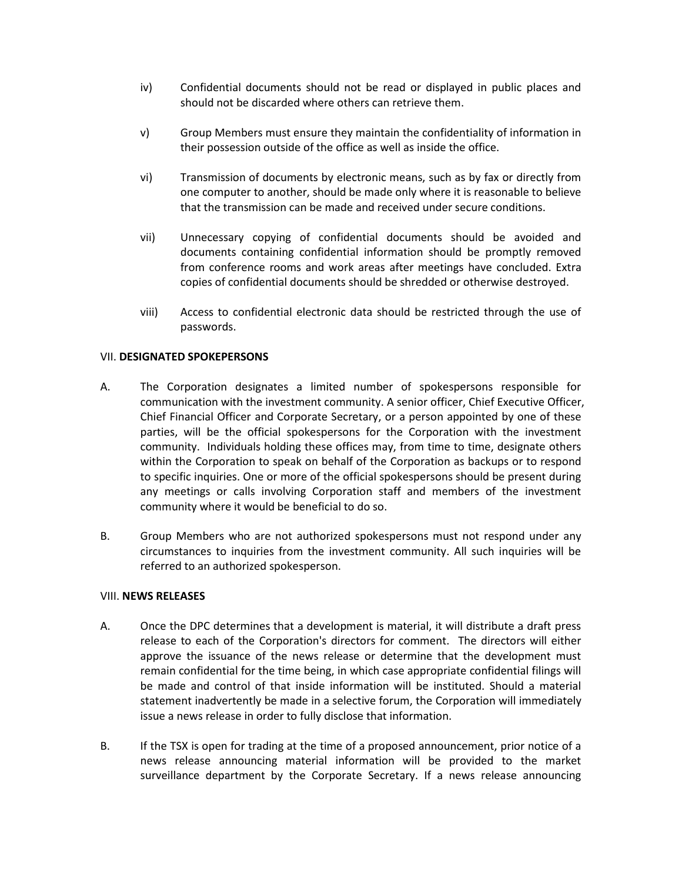iv) Confidential documents should not be read or displayed in public places and should not be discarded where others can retrieve them.

v) Group Members must ensure they maintain the confidentiality of information in their possession outside of the office as well as inside the office.

vi) Transmission of documents by electronic means, such as by fax or directly from one computer to another, should be made only where it is reasonable to believe that the transmission can be made and received under secure conditions.

vii) Unnecessary copying of confidential documents should be avoided and documents containing confidential information should be promptly removed from conference rooms and work areas after meetings have concluded. Extra copies of confidential documents should be shredded or otherwise destroyed.

viii) Access to confidential electronic data should be restricted through the use of passwords.

## VII. **DESIGNATED SPOKEPERSONS**

A. The Corporation designates a limited number of spokespersons responsible for communication with the investment community. A senior officer, Chief Executive Officer, Chief Financial Officer and Corporate Secretary, or a person appointed by one of these parties, will be the official spokespersons for the Corporation with the investment community. Individuals holding these offices may, from time to time, designate others within the Corporation to speak on behalf of the Corporation as backups or to respond to specific inquiries. One or more of the official spokespersons should be present during any meetings or calls involving Corporation staff and members of the investment community where it would be beneficial to do so.

B. Group Members who are not authorized spokespersons must not respond under any circumstances to inquiries from the investment community. All such inquiries will be referred to an authorized spokesperson.

## VIII. **NEWS RELEASES**

A. Once the DPC determines that a development is material, it will distribute a draft press release to each of the Corporation's directors for comment. The directors will either approve the issuance of the news release or determine that the development must remain confidential for the time being, in which case appropriate confidential filings will be made and control of that inside information will be instituted. Should a material statement inadvertently be made in a selective forum, the Corporation will immediately issue a news release in order to fully disclose that information.

B. If the TSX is open for trading at the time of a proposed announcement, prior notice of a news release announcing material information will be provided to the market surveillance department by the Corporate Secretary. If a news release announcing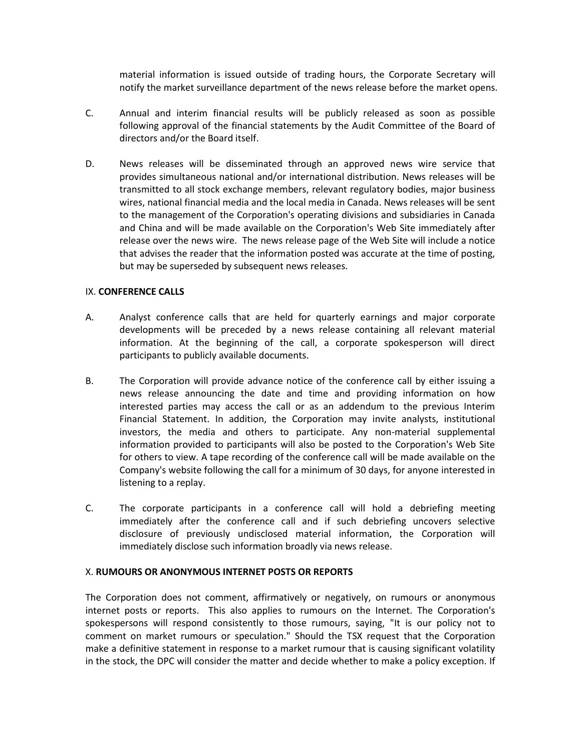material information is issued outside of trading hours, the Corporate Secretary will notify the market surveillance department of the news release before the market opens.

C. Annual and interim financial results will be publicly released as soon as possible following approval of the financial statements by the Audit Committee of the Board of directors and/or the Board itself.

D. News releases will be disseminated through an approved news wire service that provides simultaneous national and/or international distribution. News releases will be transmitted to all stock exchange members, relevant regulatory bodies, major business wires, national financial media and the local media in Canada. News releases will be sent to the management of the Corporation's operating divisions and subsidiaries in Canada and China and will be made available on the Corporation's Web Site immediately after release over the news wire. The news release page of the Web Site will include a notice that advises the reader that the information posted was accurate at the time of posting, but may be superseded by subsequent news releases.

## IX. **CONFERENCE CALLS**

A. Analyst conference calls that are held for quarterly earnings and major corporate developments will be preceded by a news release containing all relevant material information. At the beginning of the call, a corporate spokesperson will direct participants to publicly available documents.

B. The Corporation will provide advance notice of the conference call by either issuing a news release announcing the date and time and providing information on how interested parties may access the call or as an addendum to the previous Interim Financial Statement. In addition, the Corporation may invite analysts, institutional investors, the media and others to participate. Any non-material supplemental information provided to participants will also be posted to the Corporation's Web Site for others to view. A tape recording of the conference call will be made available on the Company's website following the call for a minimum of 30 days, for anyone interested in listening to a replay.

C. The corporate participants in a conference call will hold a debriefing meeting immediately after the conference call and if such debriefing uncovers selective disclosure of previously undisclosed material information, the Corporation will immediately disclose such information broadly via news release.

## X. **RUMOURS OR ANONYMOUS INTERNET POSTS OR REPORTS**

The Corporation does not comment, affirmatively or negatively, on rumours or anonymous internet posts or reports. This also applies to rumours on the Internet. The Corporation's spokespersons will respond consistently to those rumours, saying, "It is our policy not to comment on market rumours or speculation." Should the TSX request that the Corporation make a definitive statement in response to a market rumour that is causing significant volatility in the stock, the DPC will consider the matter and decide whether to make a policy exception. If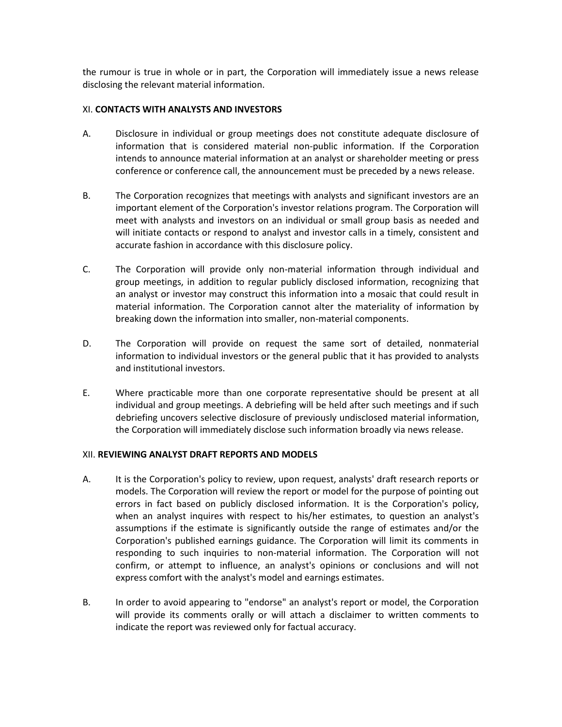the rumour is true in whole or in part, the Corporation will immediately issue a news release disclosing the relevant material information.

## XI. **CONTACTS WITH ANALYSTS AND INVESTORS**

A. Disclosure in individual or group meetings does not constitute adequate disclosure of information that is considered material non-public information. If the Corporation intends to announce material information at an analyst or shareholder meeting or press conference or conference call, the announcement must be preceded by a news release.

B. The Corporation recognizes that meetings with analysts and significant investors are an important element of the Corporation's investor relations program. The Corporation will meet with analysts and investors on an individual or small group basis as needed and will initiate contacts or respond to analyst and investor calls in a timely, consistent and accurate fashion in accordance with this disclosure policy.

C. The Corporation will provide only non-material information through individual and group meetings, in addition to regular publicly disclosed information, recognizing that an analyst or investor may construct this information into a mosaic that could result in material information. The Corporation cannot alter the materiality of information by breaking down the information into smaller, non-material components.

D. The Corporation will provide on request the same sort of detailed, nonmaterial information to individual investors or the general public that it has provided to analysts and institutional investors.

E. Where practicable more than one corporate representative should be present at all individual and group meetings. A debriefing will be held after such meetings and if such debriefing uncovers selective disclosure of previously undisclosed material information, the Corporation will immediately disclose such information broadly via news release.

## XII. **REVIEWING ANALYST DRAFT REPORTS AND MODELS**

A. It is the Corporation's policy to review, upon request, analysts' draft research reports or models. The Corporation will review the report or model for the purpose of pointing out errors in fact based on publicly disclosed information. It is the Corporation's policy, when an analyst inquires with respect to his/her estimates, to question an analyst's assumptions if the estimate is significantly outside the range of estimates and/or the Corporation's published earnings guidance. The Corporation will limit its comments in responding to such inquiries to non-material information. The Corporation will not confirm, or attempt to influence, an analyst's opinions or conclusions and will not express comfort with the analyst's model and earnings estimates.

B. In order to avoid appearing to "endorse" an analyst's report or model, the Corporation will provide its comments orally or will attach a disclaimer to written comments to indicate the report was reviewed only for factual accuracy.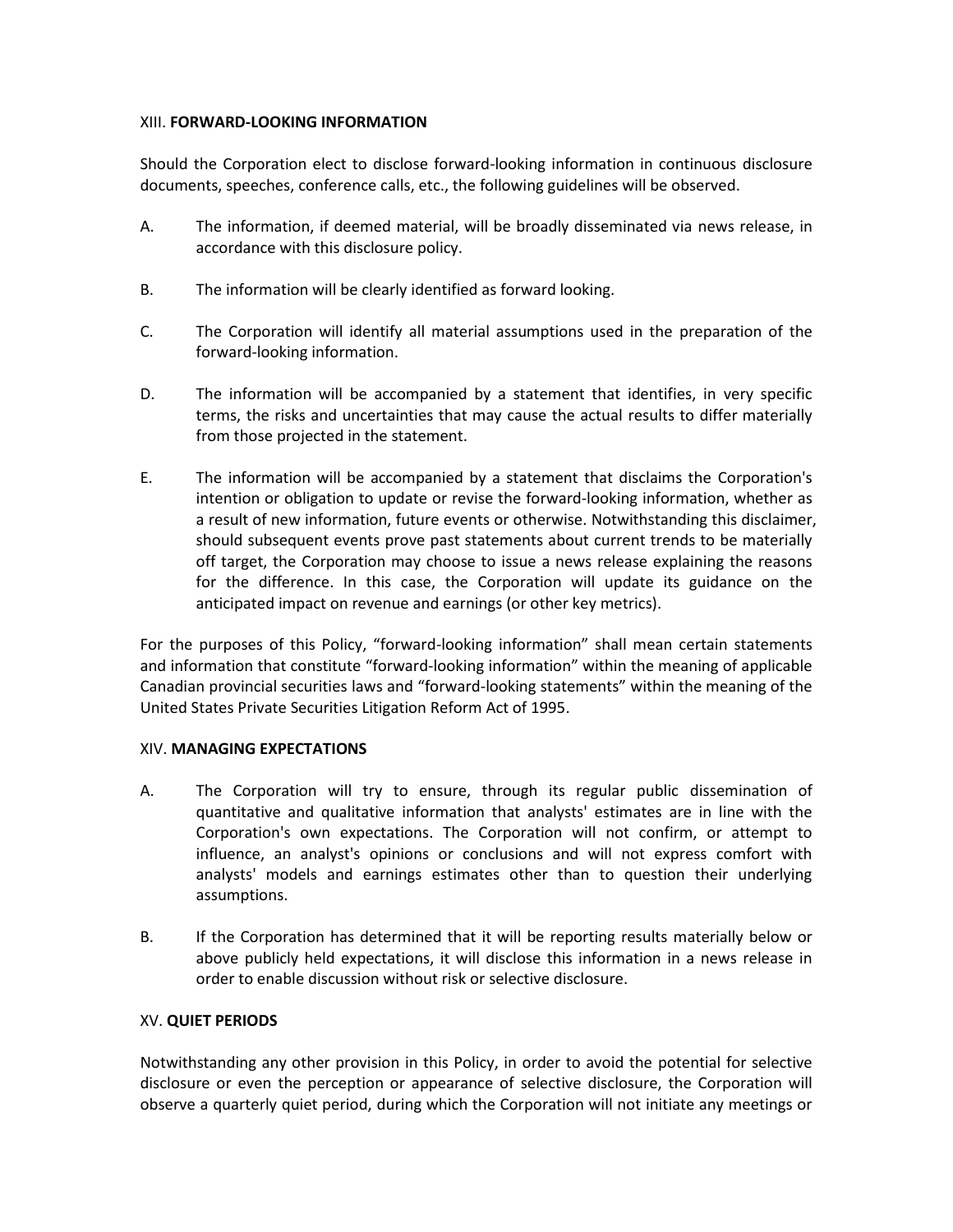## XIII. **FORWARD-LOOKING INFORMATION**

Should the Corporation elect to disclose forward-looking information in continuous disclosure documents, speeches, conference calls, etc., the following guidelines will be observed.

A. The information, if deemed material, will be broadly disseminated via news release, in accordance with this disclosure policy.

B. The information will be clearly identified as forward looking.

C. The Corporation will identify all material assumptions used in the preparation of the forward-looking information.

D. The information will be accompanied by a statement that identifies, in very specific terms, the risks and uncertainties that may cause the actual results to differ materially from those projected in the statement.

E. The information will be accompanied by a statement that disclaims the Corporation's intention or obligation to update or revise the forward-looking information, whether as a result of new information, future events or otherwise. Notwithstanding this disclaimer, should subsequent events prove past statements about current trends to be materially off target, the Corporation may choose to issue a news release explaining the reasons for the difference. In this case, the Corporation will update its guidance on the anticipated impact on revenue and earnings (or other key metrics).

For the purposes of this Policy, "forward-looking information" shall mean certain statements and information that constitute "forward-looking information" within the meaning of applicable Canadian provincial securities laws and "forward-looking statements" within the meaning of the United States Private Securities Litigation Reform Act of 1995.

## XIV. **MANAGING EXPECTATIONS**

A. The Corporation will try to ensure, through its regular public dissemination of quantitative and qualitative information that analysts' estimates are in line with the Corporation's own expectations. The Corporation will not confirm, or attempt to influence, an analyst's opinions or conclusions and will not express comfort with analysts' models and earnings estimates other than to question their underlying assumptions.

B. If the Corporation has determined that it will be reporting results materially below or above publicly held expectations, it will disclose this information in a news release in order to enable discussion without risk or selective disclosure.

## XV. **QUIET PERIODS**

Notwithstanding any other provision in this Policy, in order to avoid the potential for selective disclosure or even the perception or appearance of selective disclosure, the Corporation will observe a quarterly quiet period, during which the Corporation will not initiate any meetings or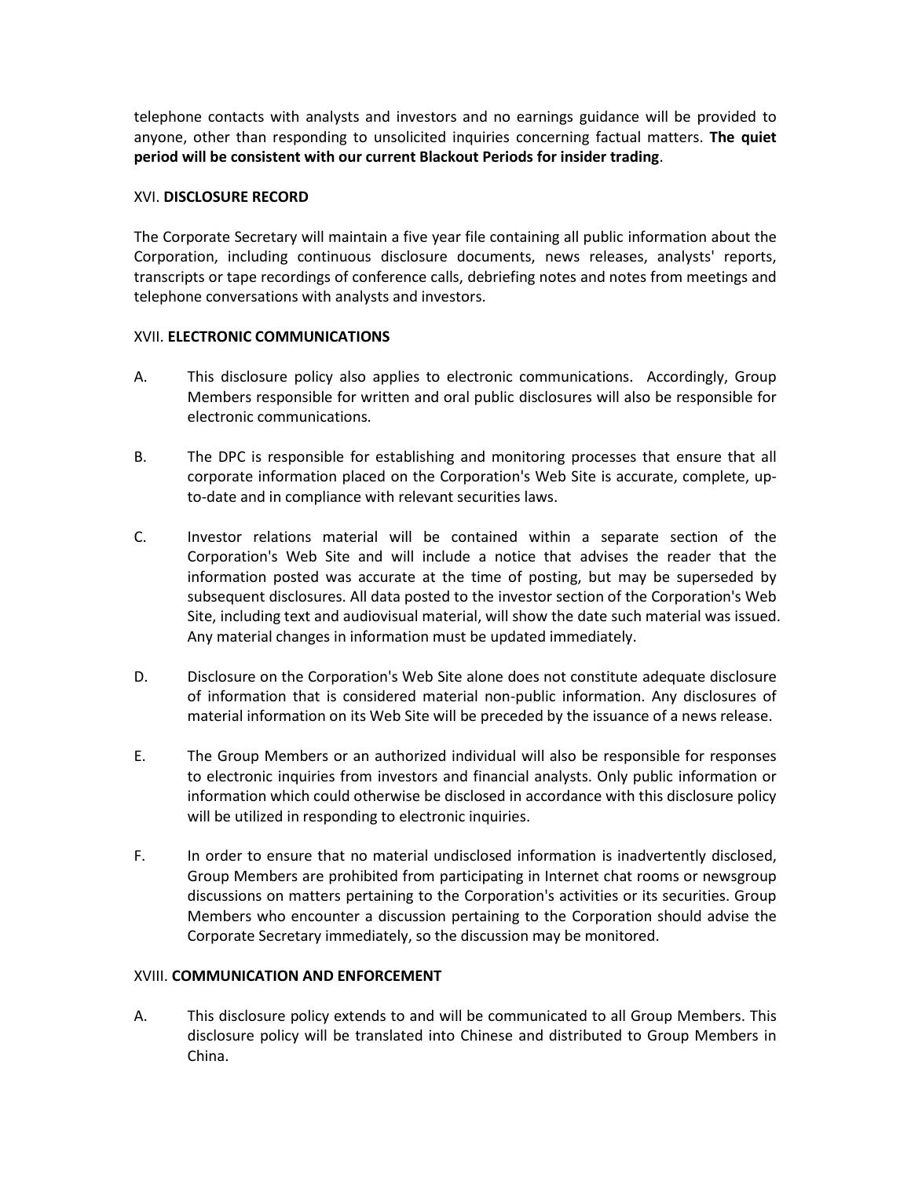telephone contacts with analysts and investors and no earnings guidance will be provided to anyone, other than responding to unsolicited inquiries concerning factual matters. **The quiet period will be consistent with our current Blackout Periods for insider trading**.

## XVI. **DISCLOSURE RECORD**

The Corporate Secretary will maintain a five year file containing all public information about the Corporation, including continuous disclosure documents, news releases, analysts' reports, transcripts or tape recordings of conference calls, debriefing notes and notes from meetings and telephone conversations with analysts and investors.

## XVII. **ELECTRONIC COMMUNICATIONS**

A. This disclosure policy also applies to electronic communications. Accordingly, Group Members responsible for written and oral public disclosures will also be responsible for electronic communications.

B. The DPC is responsible for establishing and monitoring processes that ensure that all corporate information placed on the Corporation's Web Site is accurate, complete, up-to-date and in compliance with relevant securities laws.

C. Investor relations material will be contained within a separate section of the Corporation's Web Site and will include a notice that advises the reader that the information posted was accurate at the time of posting, but may be superseded by subsequent disclosures. All data posted to the investor section of the Corporation's Web Site, including text and audiovisual material, will show the date such material was issued. Any material changes in information must be updated immediately.

D. Disclosure on the Corporation's Web Site alone does not constitute adequate disclosure of information that is considered material non-public information. Any disclosures of material information on its Web Site will be preceded by the issuance of a news release.

E. The Group Members or an authorized individual will also be responsible for responses to electronic inquiries from investors and financial analysts. Only public information or information which could otherwise be disclosed in accordance with this disclosure policy will be utilized in responding to electronic inquiries.

F. In order to ensure that no material undisclosed information is inadvertently disclosed, Group Members are prohibited from participating in Internet chat rooms or newsgroup discussions on matters pertaining to the Corporation's activities or its securities. Group Members who encounter a discussion pertaining to the Corporation should advise the Corporate Secretary immediately, so the discussion may be monitored.

## XVIII. **COMMUNICATION AND ENFORCEMENT**

A. This disclosure policy extends to and will be communicated to all Group Members. This disclosure policy will be translated into Chinese and distributed to Group Members in China.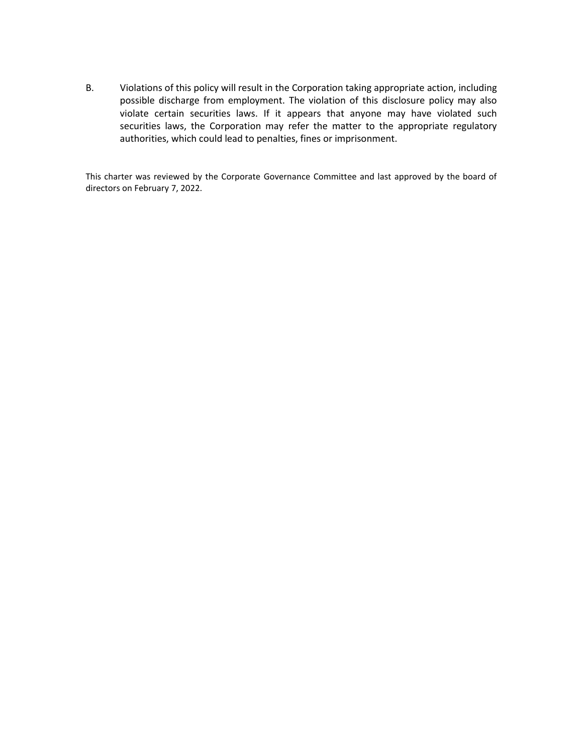B. Violations of this policy will result in the Corporation taking appropriate action, including possible discharge from employment. The violation of this disclosure policy may also violate certain securities laws. If it appears that anyone may have violated such securities laws, the Corporation may refer the matter to the appropriate regulatory authorities, which could lead to penalties, fines or imprisonment.

This charter was reviewed by the Corporate Governance Committee and last approved by the board of directors on February 7, 2022.